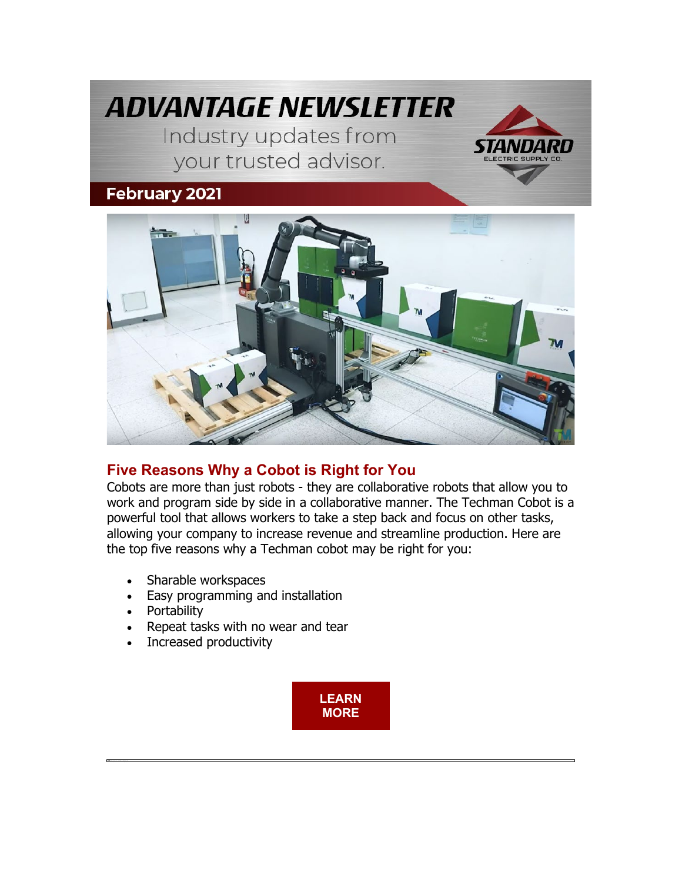# ADVANTAGE NEWSLETTER

Industry updates from your trusted advisor.

STANDARD ELECTRIC SUPPLY CO.

**February 2021**

## Five Reasons Why a Cobot is Right for You

Cobots are more than just robots - they are collaborative robots that allow you to work and program side by side in a collaborative manner. The Techman Cobot is a powerful tool that allows workers to take a step back and focus on other tasks, allowing your company to increase revenue and streamline production. Here are the top five reasons why a Techman cobot may be right for you:

- Sharable workspaces
- Easy programming and installation
- Portability
- Repeat tasks with no wear and tear
- Increased productivity

**LEARN MORE**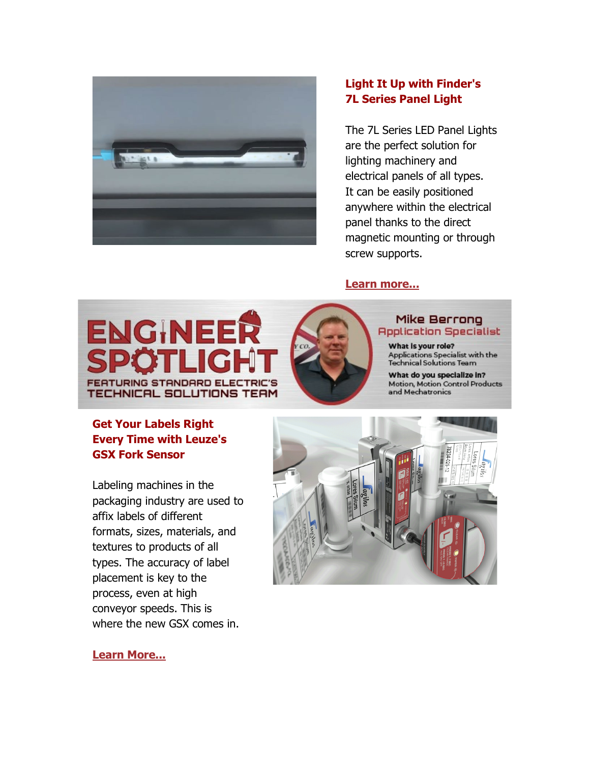## Light It Up with Finder's 7L Series Panel Light

The 7L Series LED Panel Lights are the perfect solution for lighting machinery and electrical panels of all types. It can be easily positioned anywhere within the electrical panel thanks to the direct magnetic mounting or through screw supports.

**Learn more...**

## ENGINEER SPOTLIGHT

FEATURING STANDARD ELECTRIC'S TECHNICAL SOLUTIONS TEAM

**Mike Berrong**
Application Specialist

**What is your role?**
Applications Specialist with the Technical Solutions Team

**What do you specialize in?**
Motion, Motion Control Products and Mechatronics

## Get Your Labels Right Every Time with Leuze's GSX Fork Sensor

Labeling machines in the packaging industry are used to affix labels of different formats, sizes, materials, and textures to products of all types. The accuracy of label placement is key to the process, even at high conveyor speeds. This is where the new GSX comes in.

**Learn More...**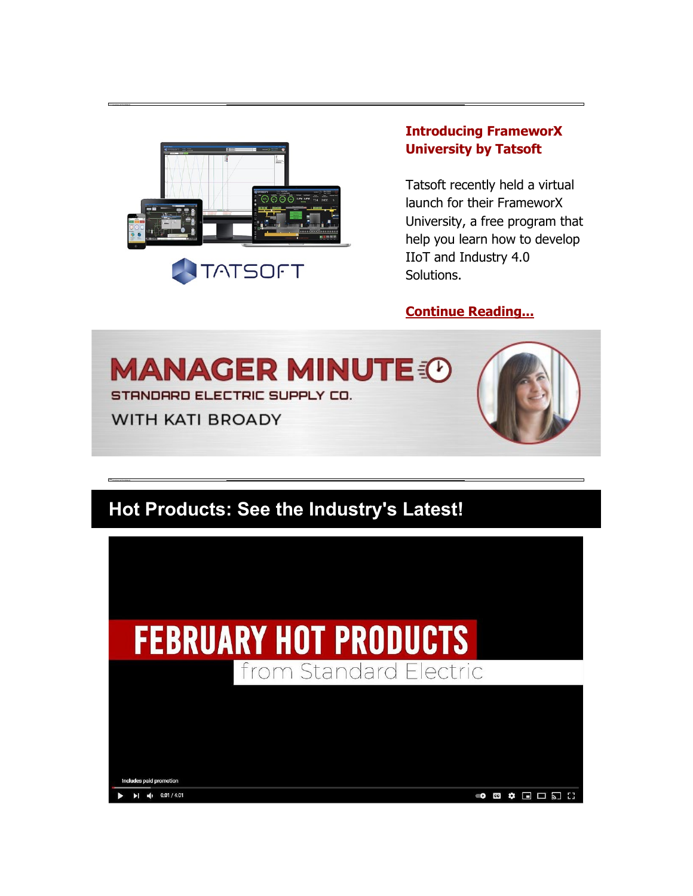## Introducing FrameworX University by Tatsoft

Tatsoft recently held a virtual launch for their FrameworX University, a free program that help you learn how to develop IIoT and Industry 4.0 Solutions.

**Continue Reading...**

MANAGER MINUTE

STANDARD ELECTRIC SUPPLY CO.

WITH KATI BROADY

## Hot Products: See the Industry's Latest!

FEBRUARY HOT PRODUCTS

from Standard Electric

Includes paid promotion

0:01 / 4:01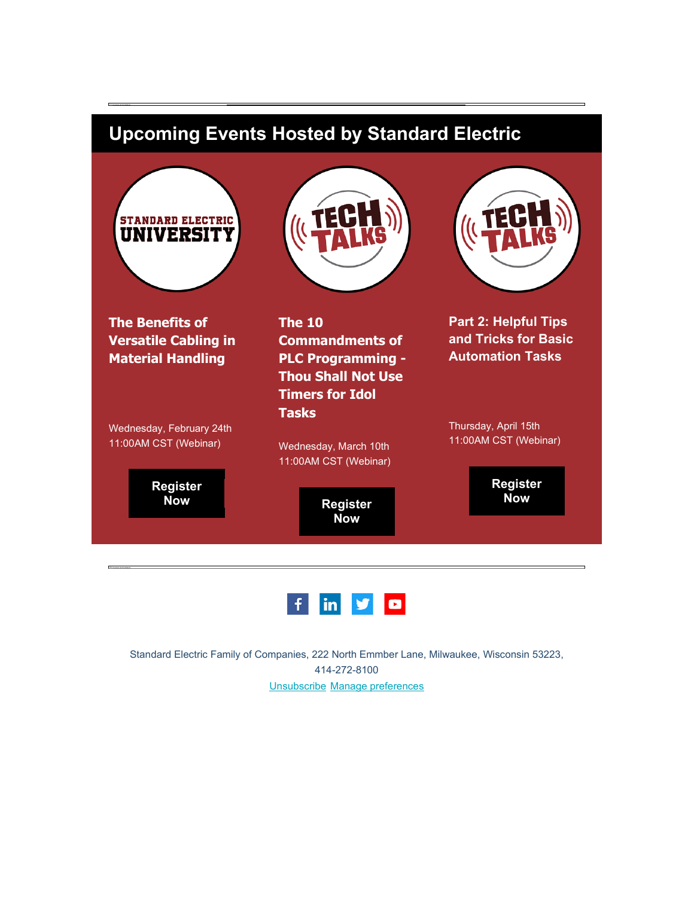## Upcoming Events Hosted by Standard Electric

STANDARD ELECTRIC UNIVERSITY

**The Benefits of Versatile Cabling in Material Handling**

Wednesday, February 24th
11:00AM CST (Webinar)

**Register Now**

TECH TALKS

**The 10 Commandments of PLC Programming - Thou Shall Not Use Timers for Idol Tasks**

Wednesday, March 10th
11:00AM CST (Webinar)

**Register Now**

TECH TALKS

**Part 2: Helpful Tips and Tricks for Basic Automation Tasks**

Thursday, April 15th
11:00AM CST (Webinar)

**Register Now**

Standard Electric Family of Companies, 222 North Emmber Lane, Milwaukee, Wisconsin 53223, 414-272-8100

Unsubscribe Manage preferences